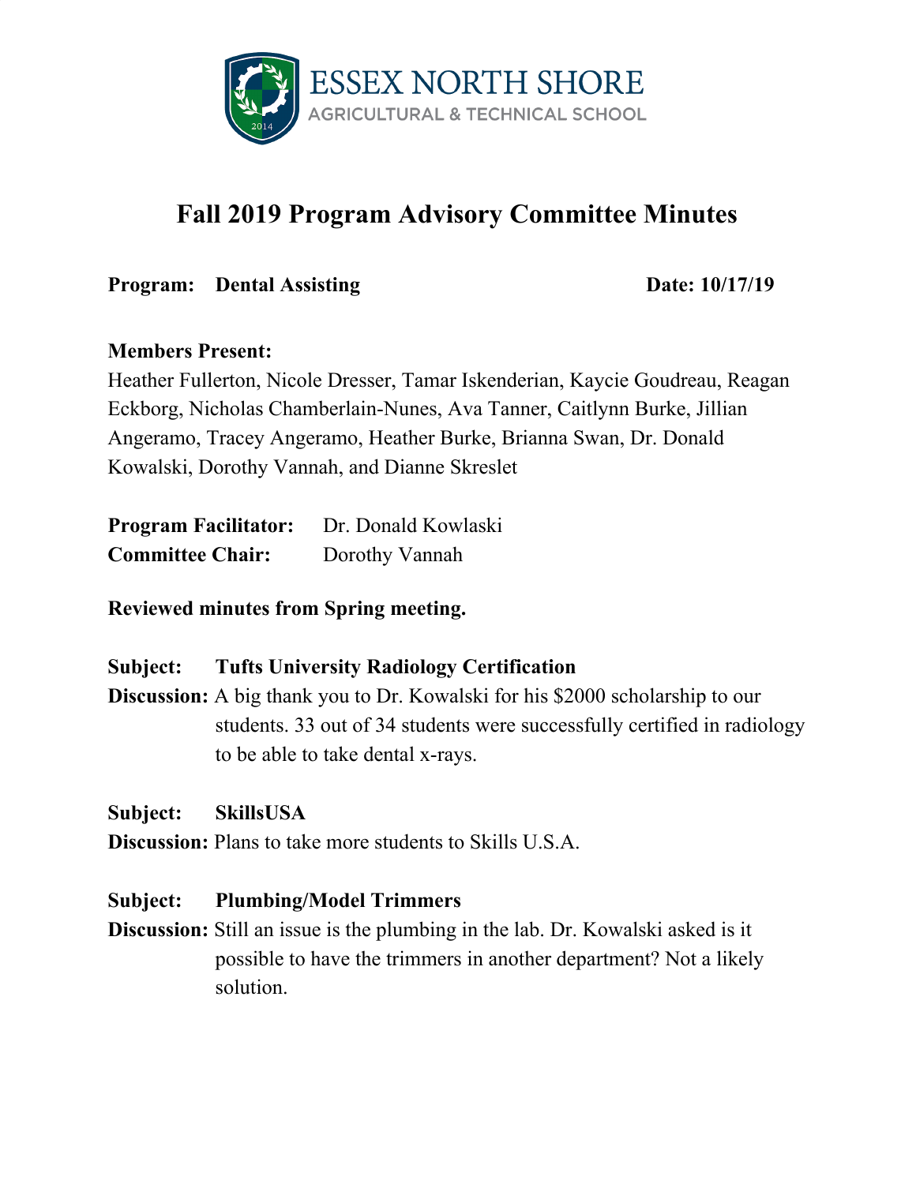ESSEX NORTH SHORE
AGRICULTURAL & TECHNICAL SCHOOL

# Fall 2019 Program Advisory Committee Minutes

**Program: Dental Assisting** **Date: 10/17/19**

**Members Present:**
Heather Fullerton, Nicole Dresser, Tamar Iskenderian, Kaycie Goudreau, Reagan Eckborg, Nicholas Chamberlain-Nunes, Ava Tanner, Caitlynn Burke, Jillian Angeramo, Tracey Angeramo, Heather Burke, Brianna Swan, Dr. Donald Kowalski, Dorothy Vannah, and Dianne Skreslet

**Program Facilitator:** Dr. Donald Kowlaski
**Committee Chair:** Dorothy Vannah

**Reviewed minutes from Spring meeting.**

**Subject: Tufts University Radiology Certification**
**Discussion:** A big thank you to Dr. Kowalski for his $2000 scholarship to our students. 33 out of 34 students were successfully certified in radiology to be able to take dental x-rays.

**Subject: SkillsUSA**
**Discussion:** Plans to take more students to Skills U.S.A.

**Subject: Plumbing/Model Trimmers**
**Discussion:** Still an issue is the plumbing in the lab. Dr. Kowalski asked is it possible to have the trimmers in another department? Not a likely solution.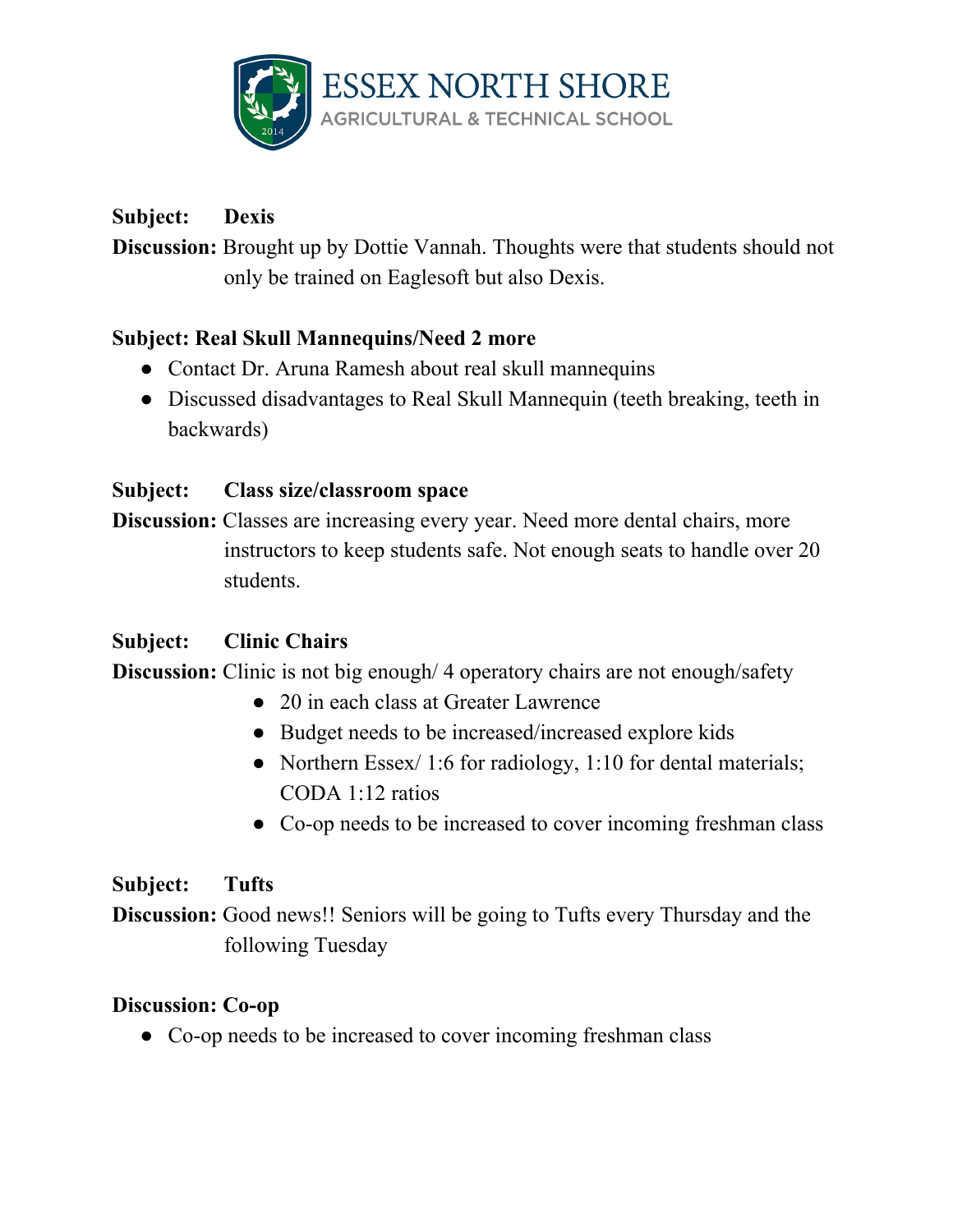**Subject:** **Dexis**

**Discussion:** Brought up by Dottie Vannah. Thoughts were that students should not only be trained on Eaglesoft but also Dexis.

**Subject: Real Skull Mannequins/Need 2 more**

- Contact Dr. Aruna Ramesh about real skull mannequins
- Discussed disadvantages to Real Skull Mannequin (teeth breaking, teeth in backwards)

**Subject:** **Class size/classroom space**

**Discussion:** Classes are increasing every year. Need more dental chairs, more instructors to keep students safe. Not enough seats to handle over 20 students.

**Subject:** **Clinic Chairs**

**Discussion:** Clinic is not big enough/ 4 operatory chairs are not enough/safety

- 20 in each class at Greater Lawrence
- Budget needs to be increased/increased explore kids
- Northern Essex/ 1:6 for radiology, 1:10 for dental materials; CODA 1:12 ratios
- Co-op needs to be increased to cover incoming freshman class

**Subject:** **Tufts**

**Discussion:** Good news!! Seniors will be going to Tufts every Thursday and the following Tuesday

**Discussion: Co-op**

- Co-op needs to be increased to cover incoming freshman class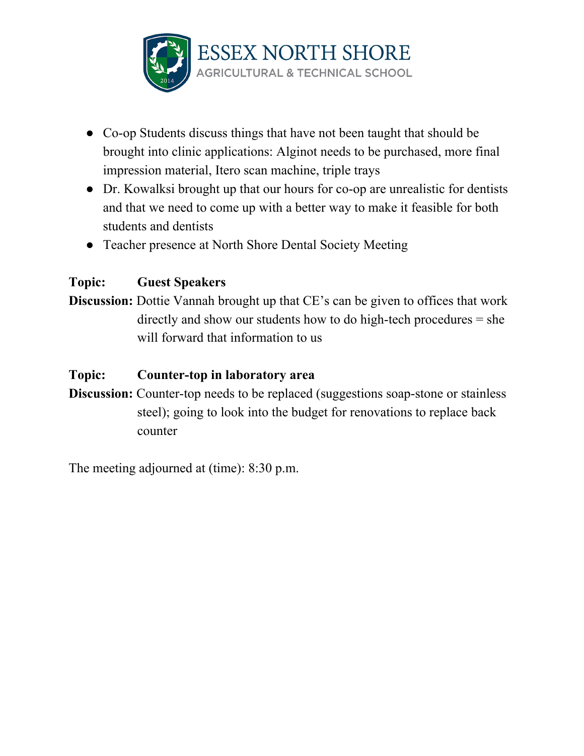- Co-op Students discuss things that have not been taught that should be brought into clinic applications: Alginot needs to be purchased, more final impression material, Itero scan machine, triple trays
- Dr. Kowalksi brought up that our hours for co-op are unrealistic for dentists and that we need to come up with a better way to make it feasible for both students and dentists
- Teacher presence at North Shore Dental Society Meeting

**Topic:** **Guest Speakers**

**Discussion:** Dottie Vannah brought up that CE's can be given to offices that work directly and show our students how to do high-tech procedures = she will forward that information to us

**Topic:** **Counter-top in laboratory area**

**Discussion:** Counter-top needs to be replaced (suggestions soap-stone or stainless steel); going to look into the budget for renovations to replace back counter

The meeting adjourned at (time): 8:30 p.m.